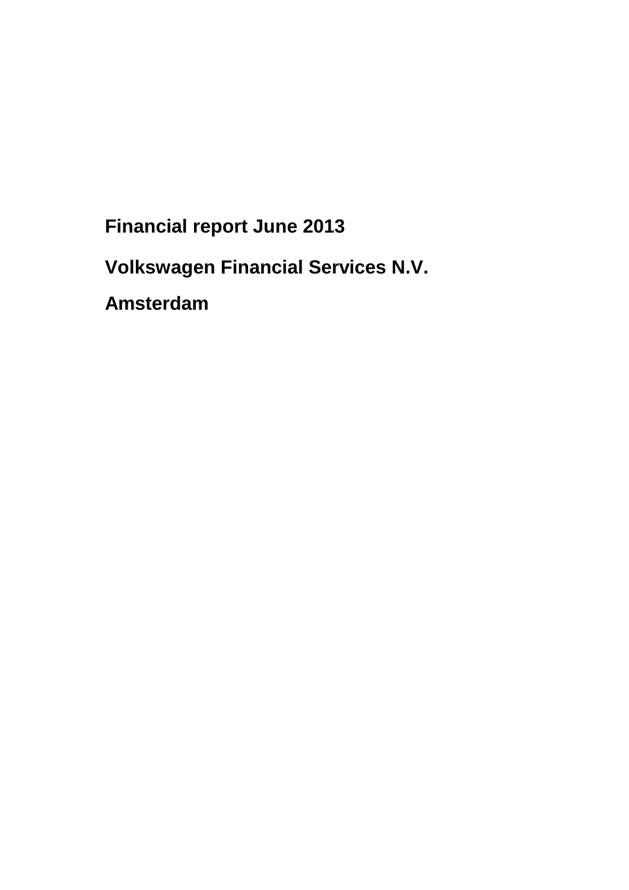# Financial report June 2013

## Volkswagen Financial Services N.V.

## Amsterdam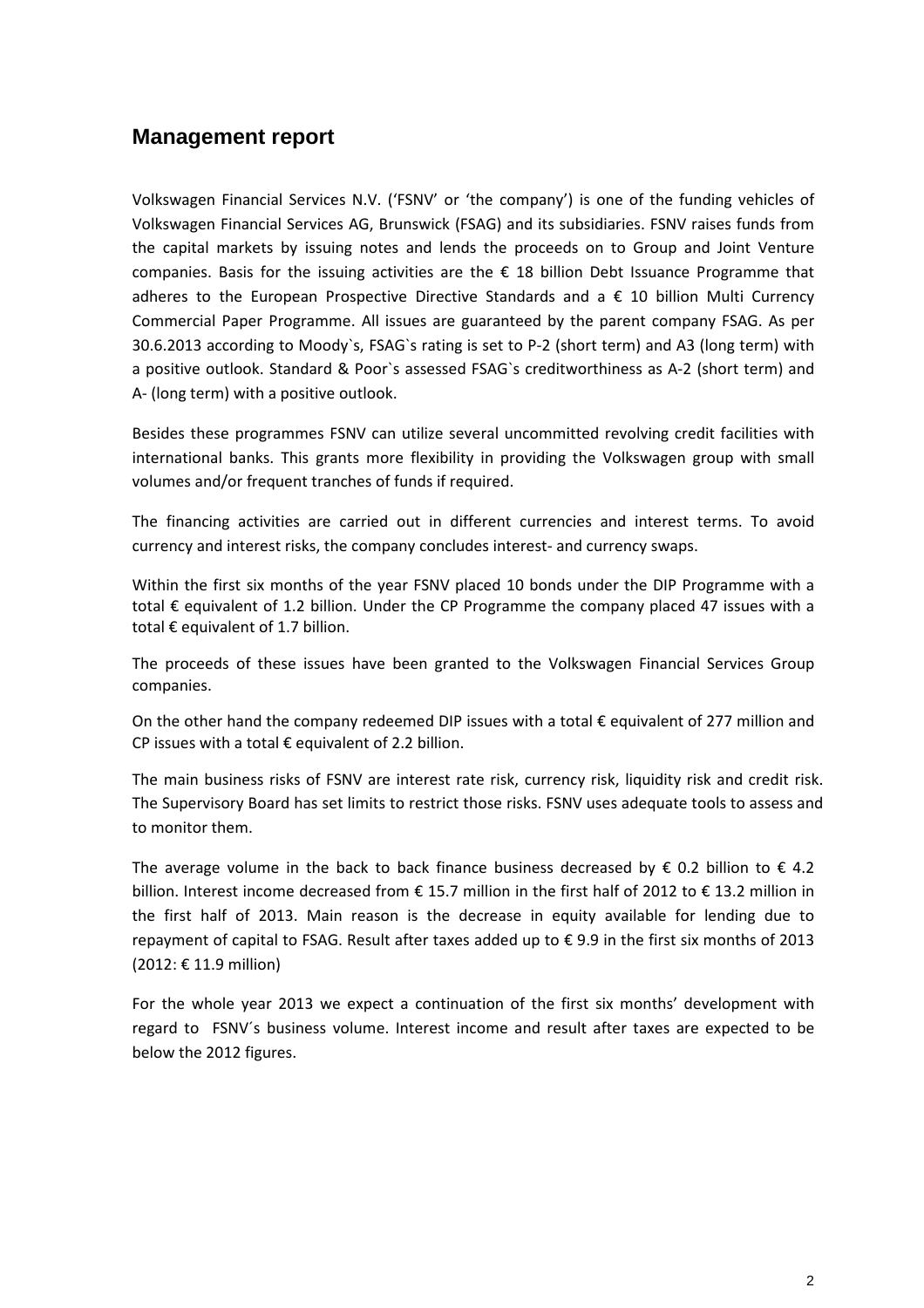## Management report

Volkswagen Financial Services N.V. ('FSNV' or 'the company') is one of the funding vehicles of Volkswagen Financial Services AG, Brunswick (FSAG) and its subsidiaries. FSNV raises funds from the capital markets by issuing notes and lends the proceeds on to Group and Joint Venture companies. Basis for the issuing activities are the € 18 billion Debt Issuance Programme that adheres to the European Prospective Directive Standards and a € 10 billion Multi Currency Commercial Paper Programme. All issues are guaranteed by the parent company FSAG. As per 30.6.2013 according to Moody`s, FSAG`s rating is set to P-2 (short term) and A3 (long term) with a positive outlook. Standard & Poor`s assessed FSAG`s creditworthiness as A-2 (short term) and A- (long term) with a positive outlook.

Besides these programmes FSNV can utilize several uncommitted revolving credit facilities with international banks. This grants more flexibility in providing the Volkswagen group with small volumes and/or frequent tranches of funds if required.

The financing activities are carried out in different currencies and interest terms. To avoid currency and interest risks, the company concludes interest- and currency swaps.

Within the first six months of the year FSNV placed 10 bonds under the DIP Programme with a total € equivalent of 1.2 billion. Under the CP Programme the company placed 47 issues with a total € equivalent of 1.7 billion.

The proceeds of these issues have been granted to the Volkswagen Financial Services Group companies.

On the other hand the company redeemed DIP issues with a total € equivalent of 277 million and CP issues with a total € equivalent of 2.2 billion.

The main business risks of FSNV are interest rate risk, currency risk, liquidity risk and credit risk. The Supervisory Board has set limits to restrict those risks. FSNV uses adequate tools to assess and to monitor them.

The average volume in the back to back finance business decreased by € 0.2 billion to € 4.2 billion. Interest income decreased from € 15.7 million in the first half of 2012 to € 13.2 million in the first half of 2013. Main reason is the decrease in equity available for lending due to repayment of capital to FSAG. Result after taxes added up to € 9.9 in the first six months of 2013 (2012: € 11.9 million)

For the whole year 2013 we expect a continuation of the first six months' development with regard to FSNV´s business volume. Interest income and result after taxes are expected to be below the 2012 figures.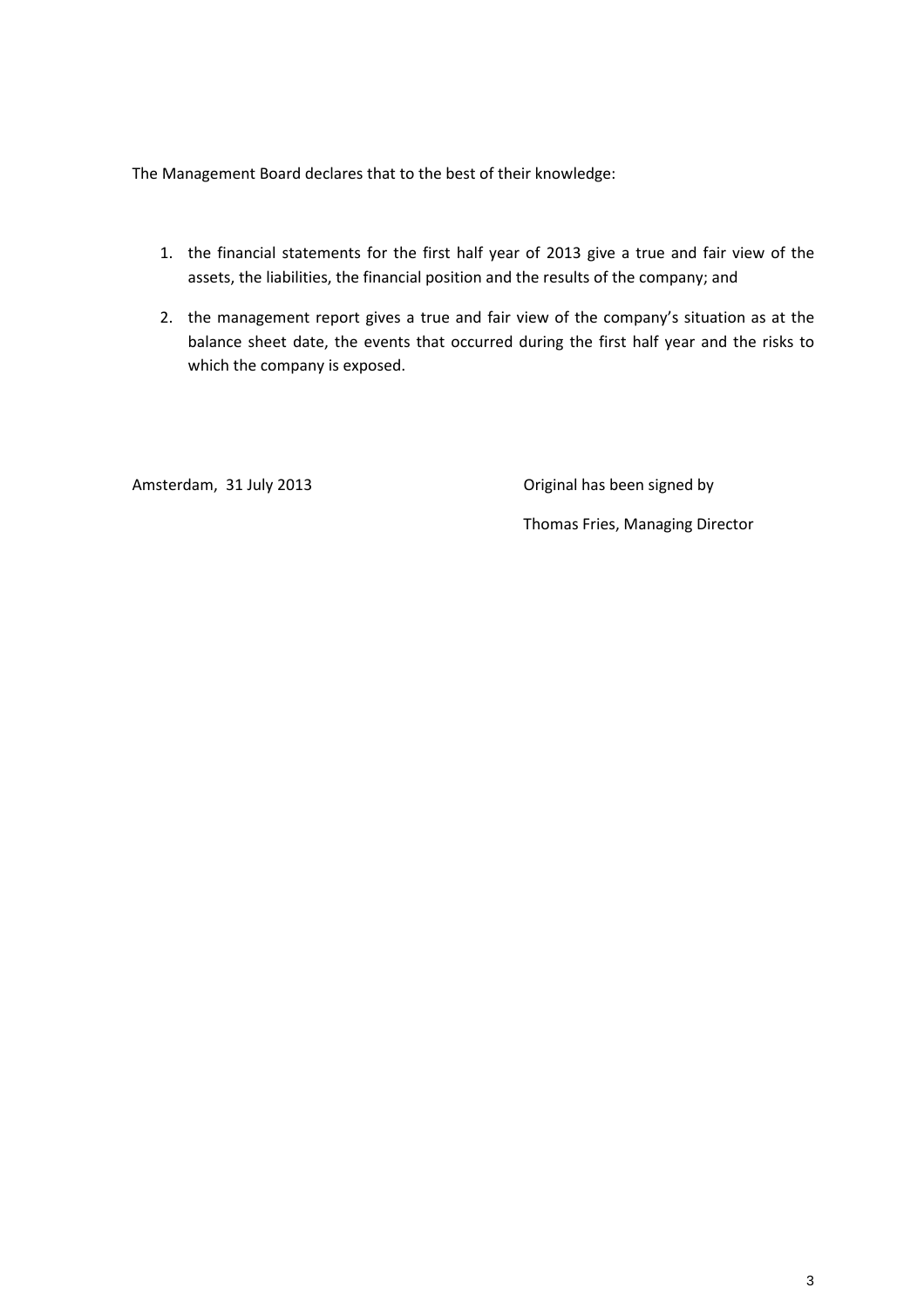The Management Board declares that to the best of their knowledge:

1. the financial statements for the first half year of 2013 give a true and fair view of the assets, the liabilities, the financial position and the results of the company; and
2. the management report gives a true and fair view of the company's situation as at the balance sheet date, the events that occurred during the first half year and the risks to which the company is exposed.

Amsterdam, 31 July 2013

Original has been signed by

Thomas Fries, Managing Director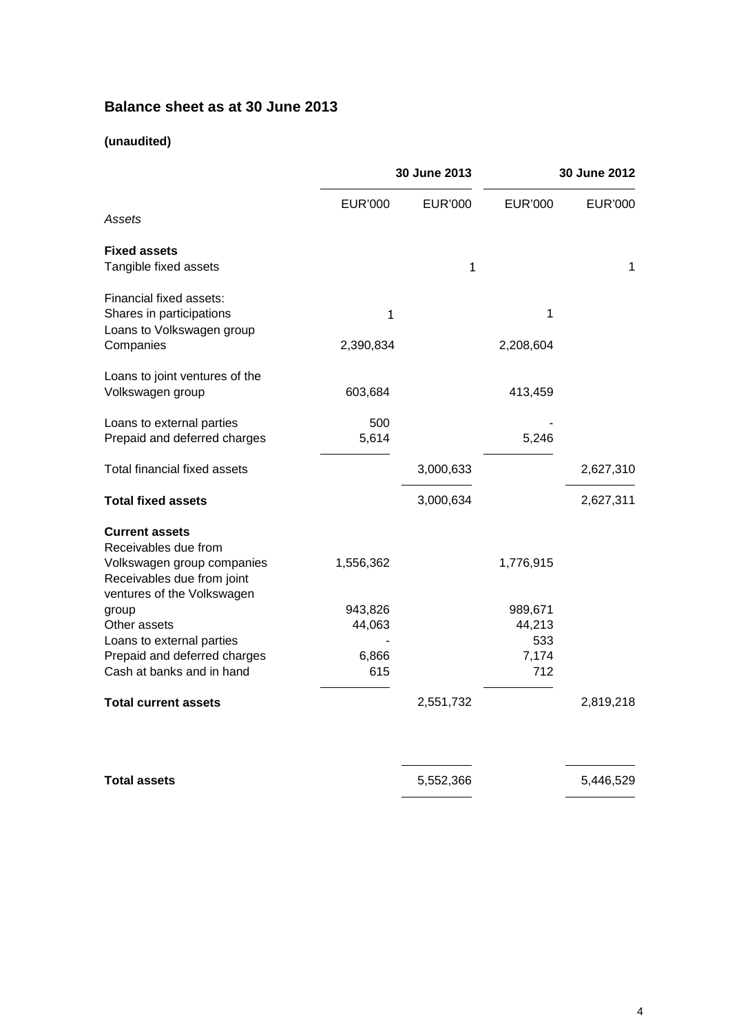## Balance sheet as at 30 June 2013

**(unaudited)**

| | 30 June 2013 | | 30 June 2012 | |
|---|---|---|---|---|
| | EUR'000 | EUR'000 | EUR'000 | EUR'000 |
| *Assets* | | | | |
| **Fixed assets** | | | | |
| Tangible fixed assets | | 1 | | 1 |
| Financial fixed assets: | | | | |
| Shares in participations | 1 | | 1 | |
| Loans to Volkswagen group Companies | 2,390,834 | | 2,208,604 | |
| Loans to joint ventures of the Volkswagen group | 603,684 | | 413,459 | |
| Loans to external parties | 500 | | - | |
| Prepaid and deferred charges | 5,614 | | 5,246 | |
| Total financial fixed assets | | 3,000,633 | | 2,627,310 |
| **Total fixed assets** | | 3,000,634 | | 2,627,311 |
| **Current assets** | | | | |
| Receivables due from Volkswagen group companies | 1,556,362 | | 1,776,915 | |
| Receivables due from joint ventures of the Volkswagen group | 943,826 | | 989,671 | |
| Other assets | 44,063 | | 44,213 | |
| Loans to external parties | - | | 533 | |
| Prepaid and deferred charges | 6,866 | | 7,174 | |
| Cash at banks and in hand | 615 | | 712 | |
| **Total current assets** | | 2,551,732 | | 2,819,218 |
| **Total assets** | | 5,552,366 | | 5,446,529 |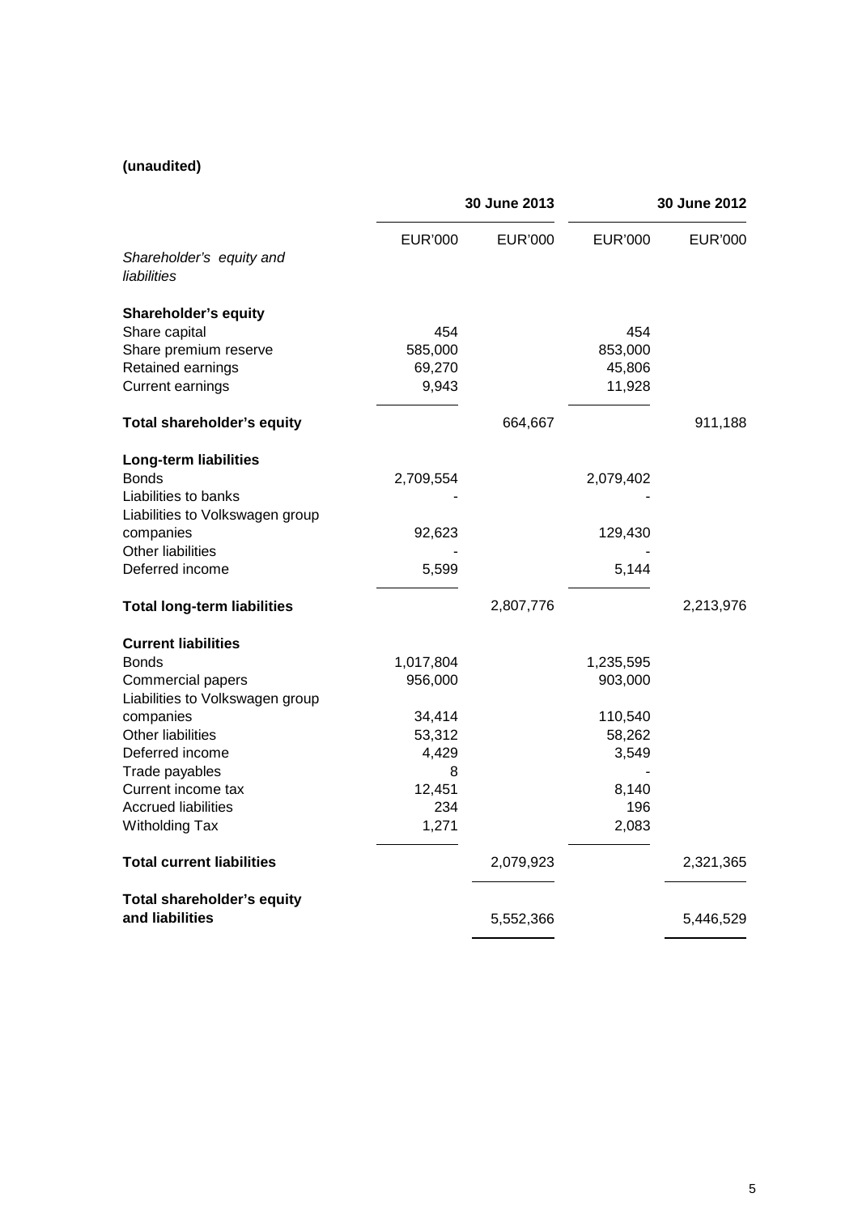**(unaudited)**

| | 30 June 2013 | | 30 June 2012 | |
|---|---|---|---|---|
| | EUR'000 | EUR'000 | EUR'000 | EUR'000 |
| *Shareholder's equity and liabilities* | | | | |
| **Shareholder's equity** | | | | |
| Share capital | 454 | | 454 | |
| Share premium reserve | 585,000 | | 853,000 | |
| Retained earnings | 69,270 | | 45,806 | |
| Current earnings | 9,943 | | 11,928 | |
| **Total shareholder's equity** | | 664,667 | | 911,188 |
| **Long-term liabilities** | | | | |
| Bonds | 2,709,554 | | 2,079,402 | |
| Liabilities to banks | - | | - | |
| Liabilities to Volkswagen group companies | 92,623 | | 129,430 | |
| Other liabilities | - | | - | |
| Deferred income | 5,599 | | 5,144 | |
| **Total long-term liabilities** | | 2,807,776 | | 2,213,976 |
| **Current liabilities** | | | | |
| Bonds | 1,017,804 | | 1,235,595 | |
| Commercial papers | 956,000 | | 903,000 | |
| Liabilities to Volkswagen group companies | 34,414 | | 110,540 | |
| Other liabilities | 53,312 | | 58,262 | |
| Deferred income | 4,429 | | 3,549 | |
| Trade payables | 8 | | - | |
| Current income tax | 12,451 | | 8,140 | |
| Accrued liabilities | 234 | | 196 | |
| Witholding Tax | 1,271 | | 2,083 | |
| **Total current liabilities** | | 2,079,923 | | 2,321,365 |
| **Total shareholder's equity and liabilities** | | 5,552,366 | | 5,446,529 |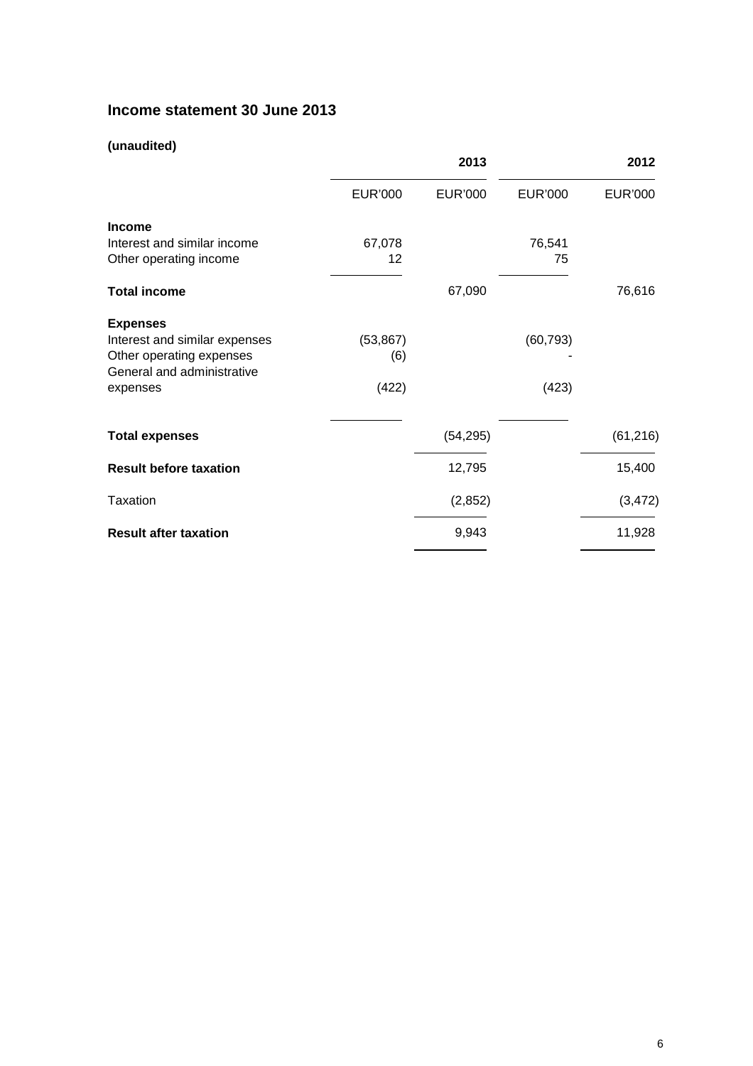## Income statement 30 June 2013

**(unaudited)**

| | | 2013 | | 2012 |
|---|---|---|---|---|
| | EUR'000 | EUR'000 | EUR'000 | EUR'000 |
| **Income** | | | | |
| Interest and similar income | 67,078 | | 76,541 | |
| Other operating income | 12 | | 75 | |
| **Total income** | | 67,090 | | 76,616 |
| **Expenses** | | | | |
| Interest and similar expenses | (53,867) | | (60,793) | |
| Other operating expenses | (6) | | - | |
| General and administrative expenses | (422) | | (423) | |
| **Total expenses** | | (54,295) | | (61,216) |
| **Result before taxation** | | 12,795 | | 15,400 |
| Taxation | | (2,852) | | (3,472) |
| **Result after taxation** | | 9,943 | | 11,928 |